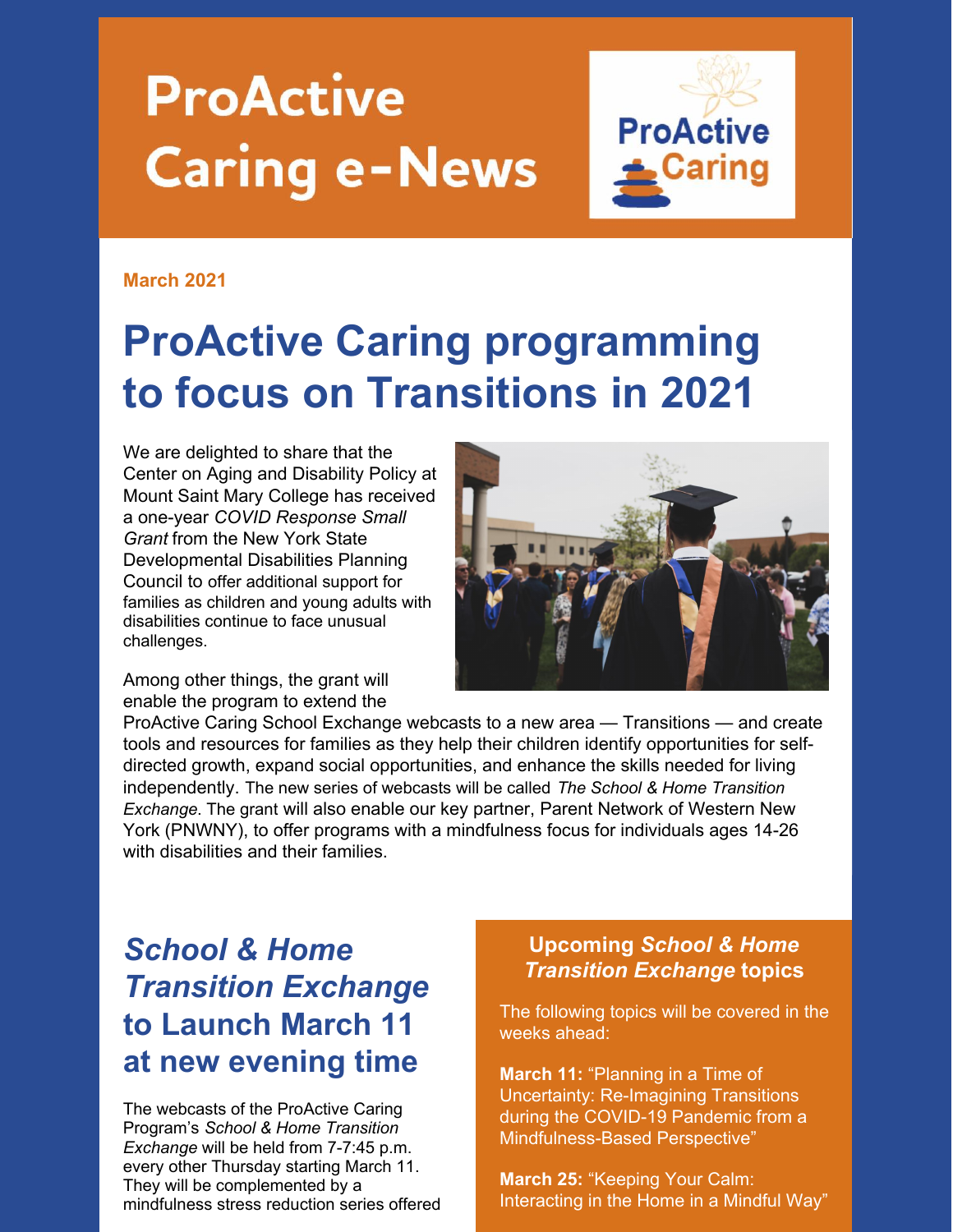# ProActive Caring e-News

**March 2021**

# ProActive Caring programming to focus on Transitions in 2021

We are delighted to share that the Center on Aging and Disability Policy at Mount Saint Mary College has received a one-year *COVID Response Small Grant* from the New York State Developmental Disabilities Planning Council to offer additional support for families as children and young adults with disabilities continue to face unusual challenges.

Among other things, the grant will enable the program to extend the ProActive Caring School Exchange webcasts to a new area — Transitions — and create tools and resources for families as they help their children identify opportunities for self-directed growth, expand social opportunities, and enhance the skills needed for living independently. The new series of webcasts will be called *The School & Home Transition Exchange*. The grant will also enable our key partner, Parent Network of Western New York (PNWNY), to offer programs with a mindfulness focus for individuals ages 14-26 with disabilities and their families.

## *School & Home Transition Exchange* to Launch March 11 at new evening time

The webcasts of the ProActive Caring Program's *School & Home Transition Exchange* will be held from 7-7:45 p.m. every other Thursday starting March 11. They will be complemented by a mindfulness stress reduction series offered

### Upcoming *School & Home Transition Exchange* topics

The following topics will be covered in the weeks ahead:

**March 11:** "Planning in a Time of Uncertainty: Re-Imagining Transitions during the COVID-19 Pandemic from a Mindfulness-Based Perspective"

**March 25:** "Keeping Your Calm: Interacting in the Home in a Mindful Way"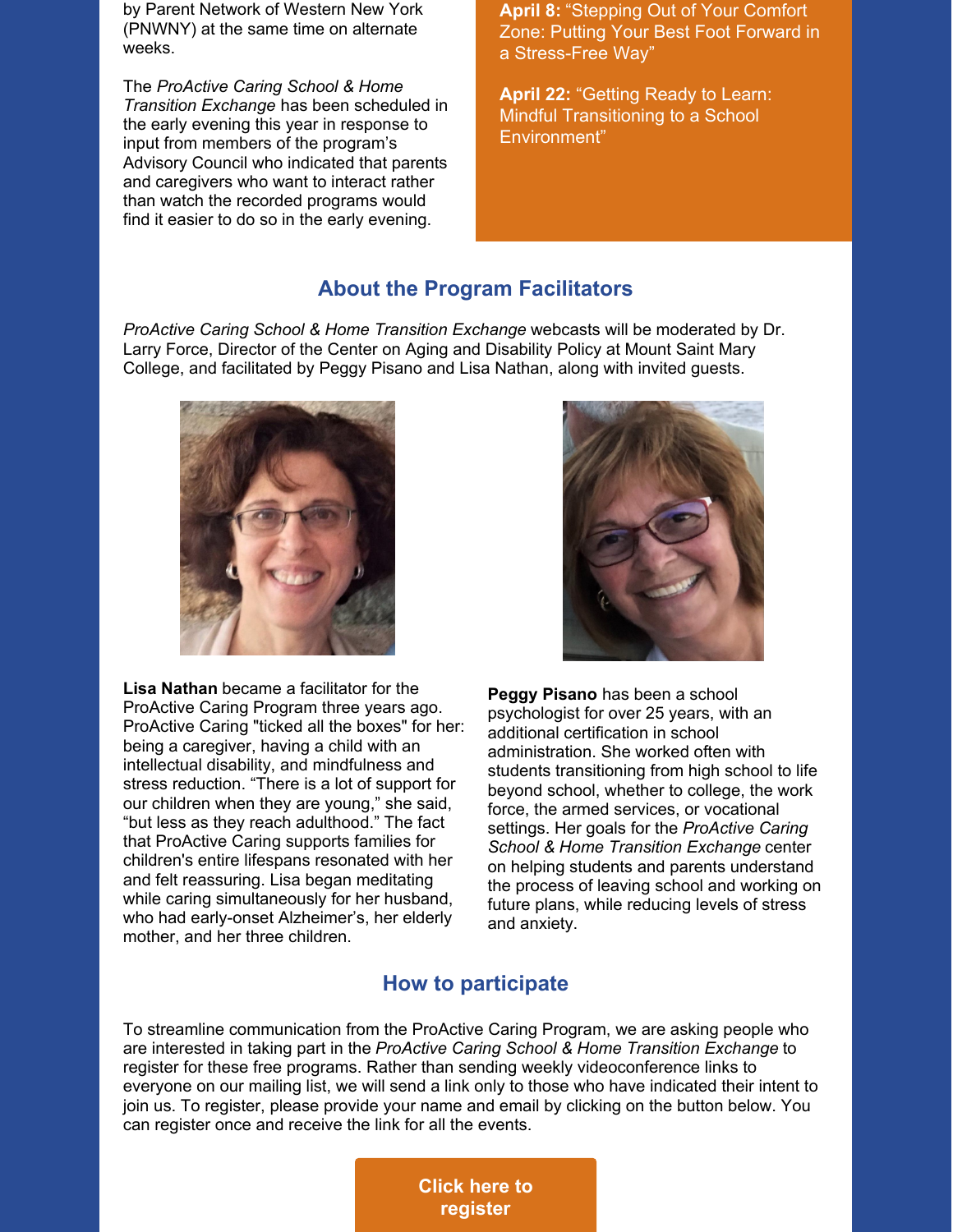by Parent Network of Western New York (PNWNY) at the same time on alternate weeks.

The *ProActive Caring School & Home Transition Exchange* has been scheduled in the early evening this year in response to input from members of the program's Advisory Council who indicated that parents and caregivers who want to interact rather than watch the recorded programs would find it easier to do so in the early evening.

**April 8:** "Stepping Out of Your Comfort Zone: Putting Your Best Foot Forward in a Stress-Free Way"

**April 22:** "Getting Ready to Learn: Mindful Transitioning to a School Environment"

## About the Program Facilitators

*ProActive Caring School & Home Transition Exchange* webcasts will be moderated by Dr. Larry Force, Director of the Center on Aging and Disability Policy at Mount Saint Mary College, and facilitated by Peggy Pisano and Lisa Nathan, along with invited guests.

**Lisa Nathan** became a facilitator for the ProActive Caring Program three years ago. ProActive Caring "ticked all the boxes" for her: being a caregiver, having a child with an intellectual disability, and mindfulness and stress reduction. "There is a lot of support for our children when they are young," she said, "but less as they reach adulthood." The fact that ProActive Caring supports families for children's entire lifespans resonated with her and felt reassuring. Lisa began meditating while caring simultaneously for her husband, who had early-onset Alzheimer's, her elderly mother, and her three children.

**Peggy Pisano** has been a school psychologist for over 25 years, with an additional certification in school administration. She worked often with students transitioning from high school to life beyond school, whether to college, the work force, the armed services, or vocational settings. Her goals for the *ProActive Caring School & Home Transition Exchange* center on helping students and parents understand the process of leaving school and working on future plans, while reducing levels of stress and anxiety.

## How to participate

To streamline communication from the ProActive Caring Program, we are asking people who are interested in taking part in the *ProActive Caring School & Home Transition Exchange* to register for these free programs. Rather than sending weekly videoconference links to everyone on our mailing list, we will send a link only to those who have indicated their intent to join us. To register, please provide your name and email by clicking on the button below. You can register once and receive the link for all the events.

**Click here to register**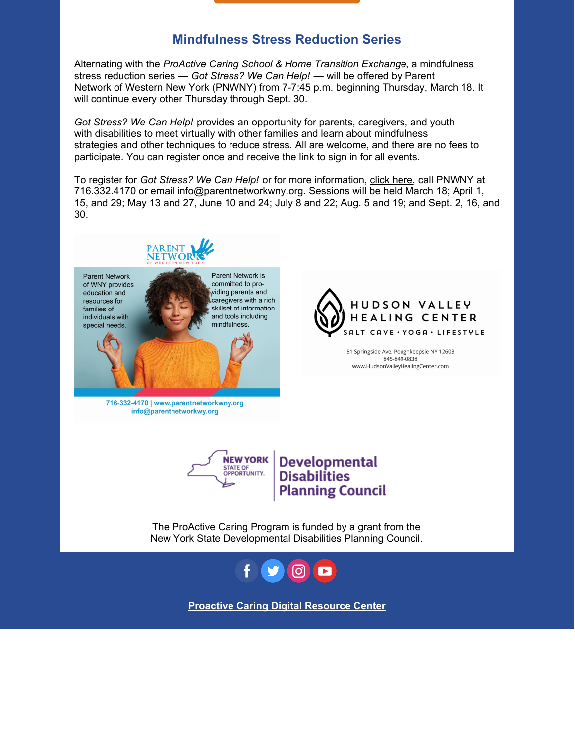## Mindfulness Stress Reduction Series

Alternating with the *ProActive Caring School & Home Transition Exchange*, a mindfulness stress reduction series — *Got Stress? We Can Help!* — will be offered by Parent Network of Western New York (PNWNY) from 7-7:45 p.m. beginning Thursday, March 18. It will continue every other Thursday through Sept. 30.

*Got Stress? We Can Help!* provides an opportunity for parents, caregivers, and youth with disabilities to meet virtually with other families and learn about mindfulness strategies and other techniques to reduce stress. All are welcome, and there are no fees to participate. You can register once and receive the link to sign in for all events.

To register for *Got Stress? We Can Help!* or for more information, click here, call PNWNY at 716.332.4170 or email info@parentnetworkwny.org. Sessions will be held March 18; April 1, 15, and 29; May 13 and 27, June 10 and 24; July 8 and 22; Aug. 5 and 19; and Sept. 2, 16, and 30.

PARENT NETWORK OF WESTERN NEW YORK

Parent Network of WNY provides education and resources for families of individuals with special needs.

Parent Network is committed to providing parents and caregivers with a rich skillset of information and tools including mindfulness.

716-332-4170 | www.parentnetworkwny.org
info@parentnetworkwy.org

HUDSON VALLEY HEALING CENTER
SALT CAVE • YOGA • LIFESTYLE

51 Springside Ave, Poughkeepsie NY 12603
845-849-0838
www.HudsonValleyHealingCenter.com

NEW YORK STATE OF OPPORTUNITY. Developmental Disabilities Planning Council

The ProActive Caring Program is funded by a grant from the New York State Developmental Disabilities Planning Council.

**Proactive Caring Digital Resource Center**